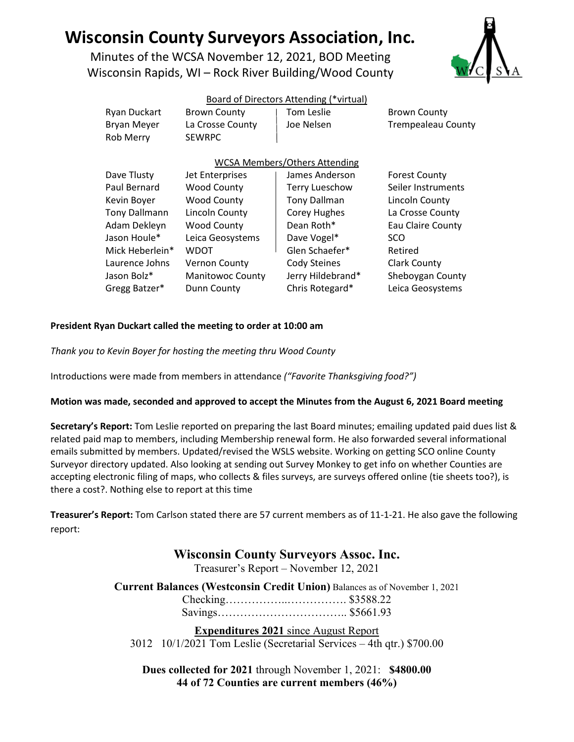# Wisconsin County Surveyors Association, Inc.

Minutes of the WCSA November 12, 2021, BOD Meeting
Wisconsin Rapids, WI – Rock River Building/Wood County

Board of Directors Attending (*virtual)

| | | | |
|---|---|---|---|
| Ryan Duckart | Brown County | Tom Leslie | Brown County |
| Bryan Meyer | La Crosse County | Joe Nelsen | Trempealeau County |
| Rob Merry | SEWRPC | | |

WCSA Members/Others Attending

| | | | |
|---|---|---|---|
| Dave Tlusty | Jet Enterprises | James Anderson | Forest County |
| Paul Bernard | Wood County | Terry Lueschow | Seiler Instruments |
| Kevin Boyer | Wood County | Tony Dallman | Lincoln County |
| Tony Dallmann | Lincoln County | Corey Hughes | La Crosse County |
| Adam Dekleyn | Wood County | Dean Roth* | Eau Claire County |
| Jason Houle* | Leica Geosystems | Dave Vogel* | SCO |
| Mick Heberlein* | WDOT | Glen Schaefer* | Retired |
| Laurence Johns | Vernon County | Cody Steines | Clark County |
| Jason Bolz* | Manitowoc County | Jerry Hildebrand* | Sheboygan County |
| Gregg Batzer* | Dunn County | Chris Rotegard* | Leica Geosystems |

**President Ryan Duckart called the meeting to order at 10:00 am**

*Thank you to Kevin Boyer for hosting the meeting thru Wood County*

Introductions were made from members in attendance *("Favorite Thanksgiving food?")*

**Motion was made, seconded and approved to accept the Minutes from the August 6, 2021 Board meeting**

**Secretary's Report:** Tom Leslie reported on preparing the last Board minutes; emailing updated paid dues list & related paid map to members, including Membership renewal form. He also forwarded several informational emails submitted by members. Updated/revised the WSLS website. Working on getting SCO online County Surveyor directory updated. Also looking at sending out Survey Monkey to get info on whether Counties are accepting electronic filing of maps, who collects & files surveys, are surveys offered online (tie sheets too?), is there a cost?. Nothing else to report at this time

**Treasurer's Report:** Tom Carlson stated there are 57 current members as of 11-1-21. He also gave the following report:

**Wisconsin County Surveyors Assoc. Inc.**

Treasurer's Report – November 12, 2021

**Current Balances (Westconsin Credit Union)** Balances as of November 1, 2021

Checking……………..……………. $3588.22
Savings…………………………….. $5661.93

**Expenditures 2021** since August Report

3012 10/1/2021 Tom Leslie (Secretarial Services – 4th qtr.) $700.00

**Dues collected for 2021** through November 1, 2021: **$4800.00**
**44 of 72 Counties are current members (46%)**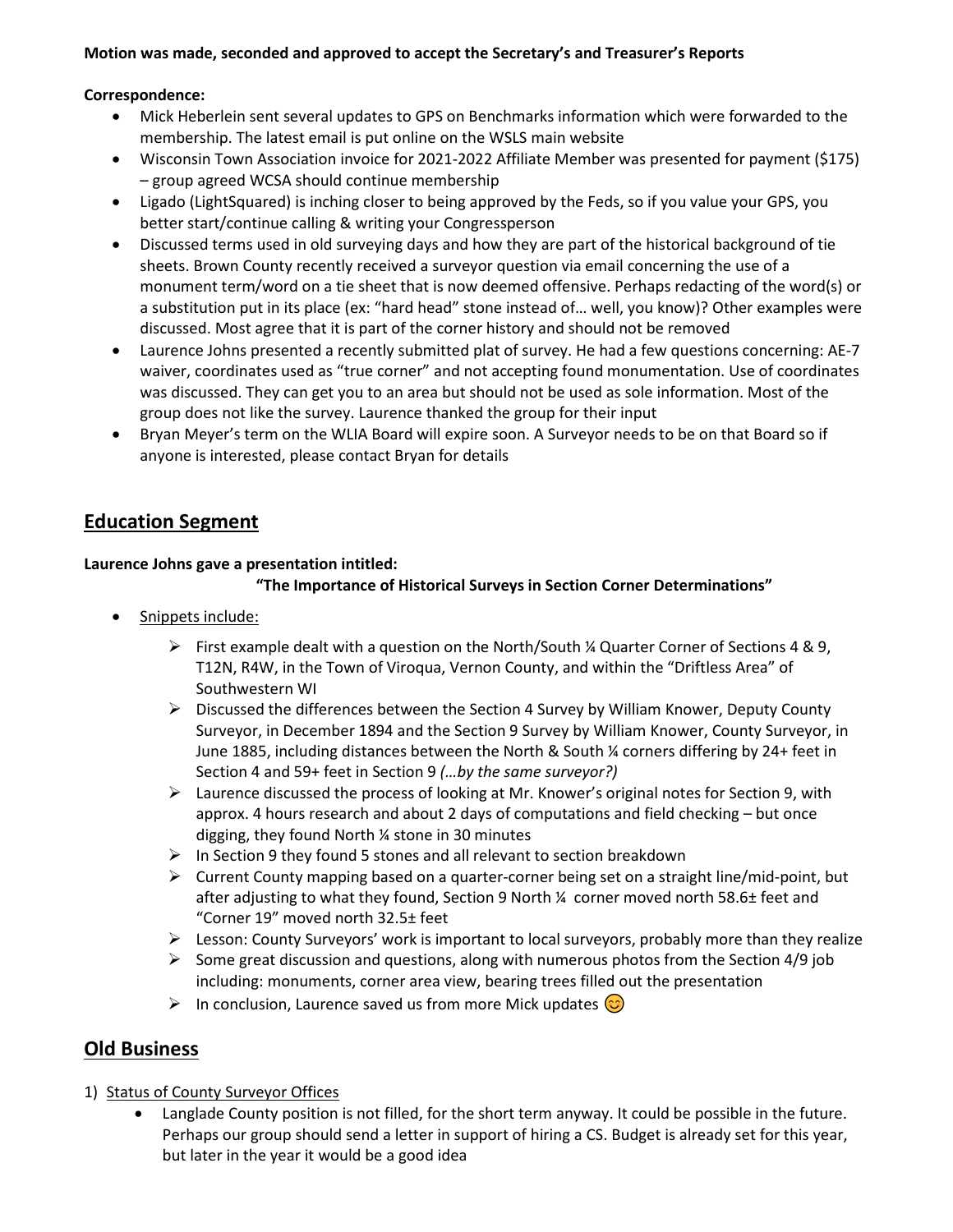**Motion was made, seconded and approved to accept the Secretary's and Treasurer's Reports**

**Correspondence:**

- Mick Heberlein sent several updates to GPS on Benchmarks information which were forwarded to the membership. The latest email is put online on the WSLS main website
- Wisconsin Town Association invoice for 2021-2022 Affiliate Member was presented for payment ($175) – group agreed WCSA should continue membership
- Ligado (LightSquared) is inching closer to being approved by the Feds, so if you value your GPS, you better start/continue calling & writing your Congressperson
- Discussed terms used in old surveying days and how they are part of the historical background of tie sheets. Brown County recently received a surveyor question via email concerning the use of a monument term/word on a tie sheet that is now deemed offensive. Perhaps redacting of the word(s) or a substitution put in its place (ex: "hard head" stone instead of… well, you know)? Other examples were discussed. Most agree that it is part of the corner history and should not be removed
- Laurence Johns presented a recently submitted plat of survey. He had a few questions concerning: AE-7 waiver, coordinates used as "true corner" and not accepting found monumentation. Use of coordinates was discussed. They can get you to an area but should not be used as sole information. Most of the group does not like the survey. Laurence thanked the group for their input
- Bryan Meyer's term on the WLIA Board will expire soon. A Surveyor needs to be on that Board so if anyone is interested, please contact Bryan for details

## Education Segment

**Laurence Johns gave a presentation intitled:**

**"The Importance of Historical Surveys in Section Corner Determinations"**

- Snippets include:
  - First example dealt with a question on the North/South ¼ Quarter Corner of Sections 4 & 9, T12N, R4W, in the Town of Viroqua, Vernon County, and within the "Driftless Area" of Southwestern WI
  - Discussed the differences between the Section 4 Survey by William Knower, Deputy County Surveyor, in December 1894 and the Section 9 Survey by William Knower, County Surveyor, in June 1885, including distances between the North & South ¼ corners differing by 24+ feet in Section 4 and 59+ feet in Section 9 *(…by the same surveyor?)*
  - Laurence discussed the process of looking at Mr. Knower's original notes for Section 9, with approx. 4 hours research and about 2 days of computations and field checking – but once digging, they found North ¼ stone in 30 minutes
  - In Section 9 they found 5 stones and all relevant to section breakdown
  - Current County mapping based on a quarter-corner being set on a straight line/mid-point, but after adjusting to what they found, Section 9 North ¼ corner moved north 58.6± feet and "Corner 19" moved north 32.5± feet
  - Lesson: County Surveyors' work is important to local surveyors, probably more than they realize
  - Some great discussion and questions, along with numerous photos from the Section 4/9 job including: monuments, corner area view, bearing trees filled out the presentation
  - In conclusion, Laurence saved us from more Mick updates 😊

## Old Business

1) Status of County Surveyor Offices
   - Langlade County position is not filled, for the short term anyway. It could be possible in the future. Perhaps our group should send a letter in support of hiring a CS. Budget is already set for this year, but later in the year it would be a good idea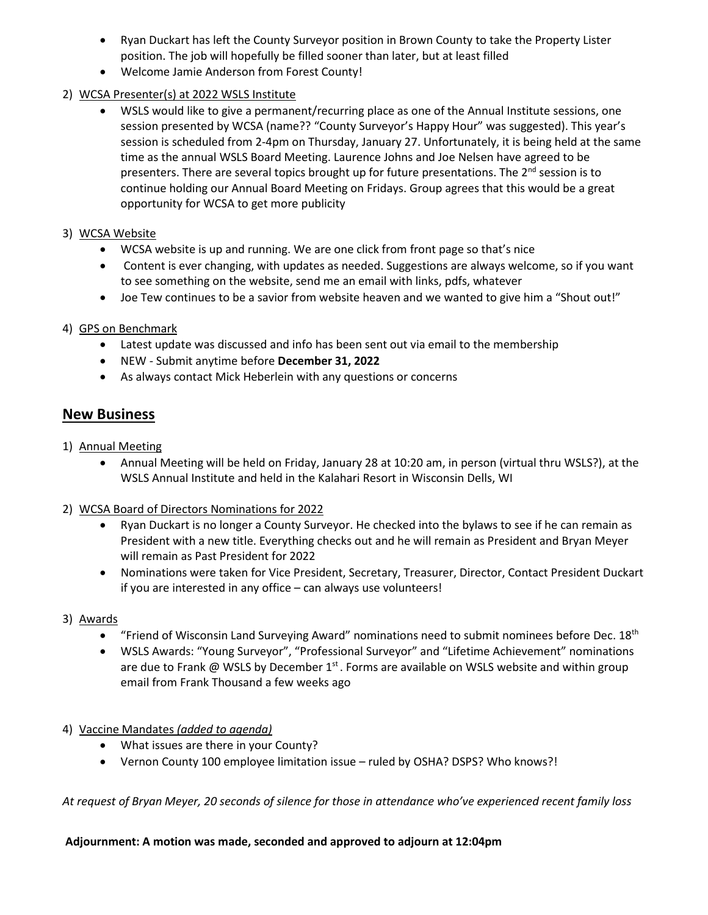- Ryan Duckart has left the County Surveyor position in Brown County to take the Property Lister position. The job will hopefully be filled sooner than later, but at least filled
- Welcome Jamie Anderson from Forest County!

2) <u>WCSA Presenter(s) at 2022 WSLS Institute</u>
   - WSLS would like to give a permanent/recurring place as one of the Annual Institute sessions, one session presented by WCSA (name?? "County Surveyor's Happy Hour" was suggested). This year's session is scheduled from 2-4pm on Thursday, January 27. Unfortunately, it is being held at the same time as the annual WSLS Board Meeting. Laurence Johns and Joe Nelsen have agreed to be presenters. There are several topics brought up for future presentations. The 2nd session is to continue holding our Annual Board Meeting on Fridays. Group agrees that this would be a great opportunity for WCSA to get more publicity

3) <u>WCSA Website</u>
   - WCSA website is up and running. We are one click from front page so that's nice
   - Content is ever changing, with updates as needed. Suggestions are always welcome, so if you want to see something on the website, send me an email with links, pdfs, whatever
   - Joe Tew continues to be a savior from website heaven and we wanted to give him a "Shout out!"

4) <u>GPS on Benchmark</u>
   - Latest update was discussed and info has been sent out via email to the membership
   - NEW - Submit anytime before **December 31, 2022**
   - As always contact Mick Heberlein with any questions or concerns

## New Business

1) <u>Annual Meeting</u>
   - Annual Meeting will be held on Friday, January 28 at 10:20 am, in person (virtual thru WSLS?), at the WSLS Annual Institute and held in the Kalahari Resort in Wisconsin Dells, WI

2) <u>WCSA Board of Directors Nominations for 2022</u>
   - Ryan Duckart is no longer a County Surveyor. He checked into the bylaws to see if he can remain as President with a new title. Everything checks out and he will remain as President and Bryan Meyer will remain as Past President for 2022
   - Nominations were taken for Vice President, Secretary, Treasurer, Director, Contact President Duckart if you are interested in any office – can always use volunteers!

3) <u>Awards</u>
   - "Friend of Wisconsin Land Surveying Award" nominations need to submit nominees before Dec. 18th
   - WSLS Awards: "Young Surveyor", "Professional Surveyor" and "Lifetime Achievement" nominations are due to Frank @ WSLS by December 1st. Forms are available on WSLS website and within group email from Frank Thousand a few weeks ago

4) <u>Vaccine Mandates *(added to agenda)*</u>
   - What issues are there in your County?
   - Vernon County 100 employee limitation issue – ruled by OSHA? DSPS? Who knows?!

*At request of Bryan Meyer, 20 seconds of silence for those in attendance who've experienced recent family loss*

**Adjournment: A motion was made, seconded and approved to adjourn at 12:04pm**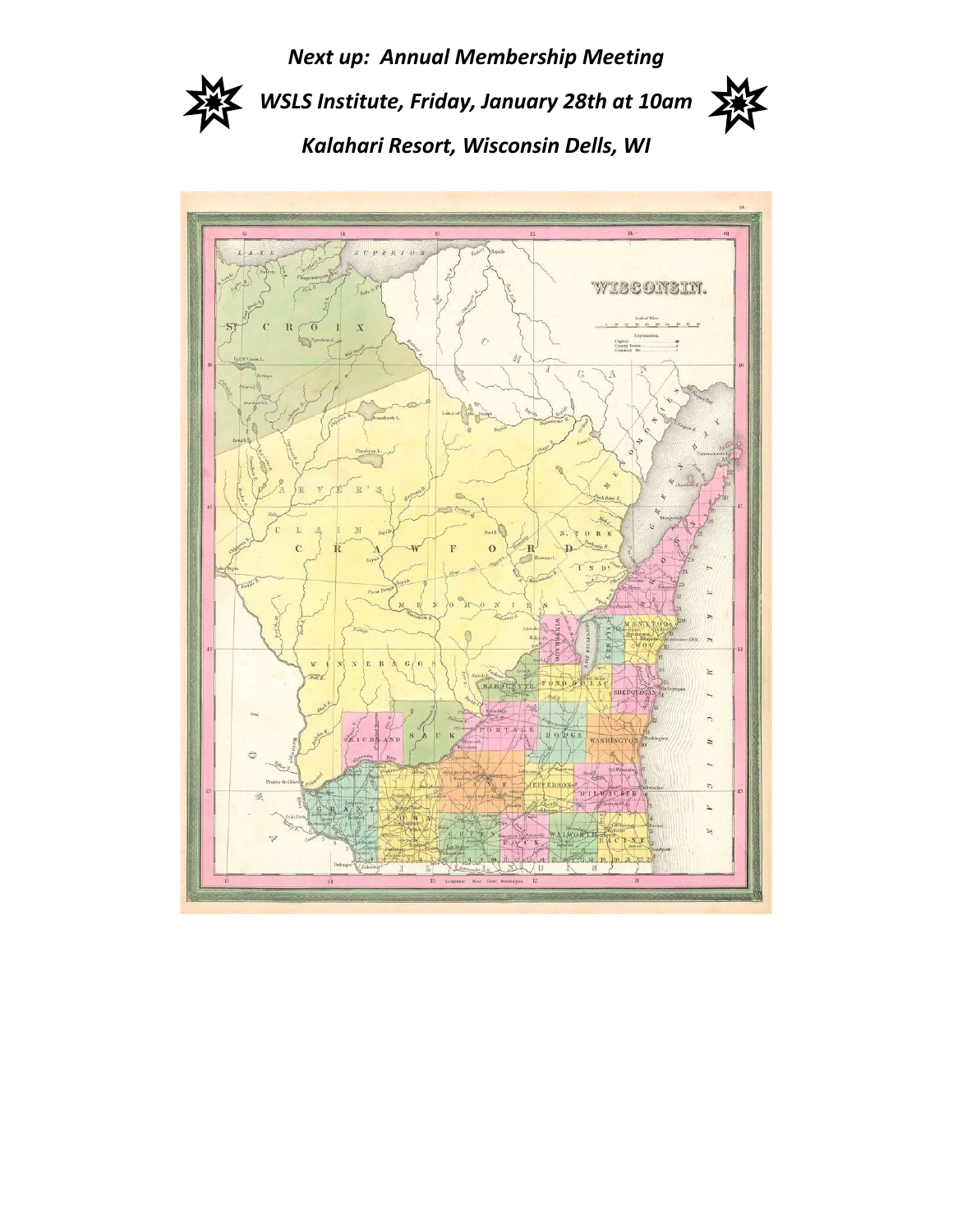***Next up: Annual Membership Meeting***

***WSLS Institute, Friday, January 28th at 10am***

***Kalahari Resort, Wisconsin Dells, WI***